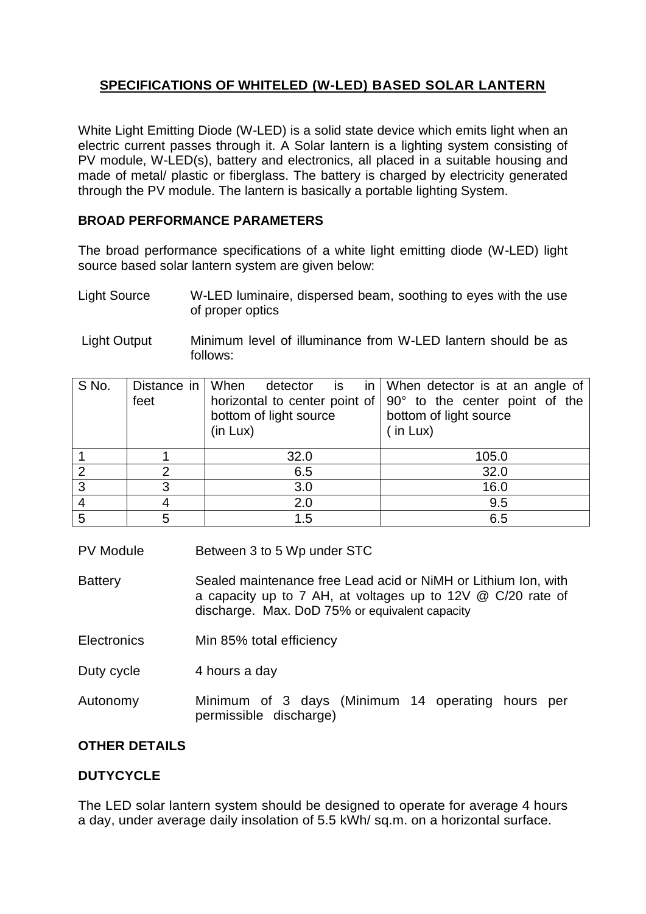# SPECIFICATIONS OF WHITELED (W-LED) BASED SOLAR LANTERN

White Light Emitting Diode (W-LED) is a solid state device which emits light when an electric current passes through it. A Solar lantern is a lighting system consisting of PV module, W-LED(s), battery and electronics, all placed in a suitable housing and made of metal/ plastic or fiberglass. The battery is charged by electricity generated through the PV module. The lantern is basically a portable lighting System.

## BROAD PERFORMANCE PARAMETERS

The broad performance specifications of a white light emitting diode (W-LED) light source based solar lantern system are given below:

Light Source — W-LED luminaire, dispersed beam, soothing to eyes with the use of proper optics

Light Output — Minimum level of illuminance from W-LED lantern should be as follows:

| S No. | Distance in feet | When detector is in horizontal to center point of bottom of light source (in Lux) | When detector is at an angle of 90° to the center point of the bottom of light source ( in Lux) |
|---|---|---|---|
| 1 | 1 | 32.0 | 105.0 |
| 2 | 2 | 6.5 | 32.0 |
| 3 | 3 | 3.0 | 16.0 |
| 4 | 4 | 2.0 | 9.5 |
| 5 | 5 | 1.5 | 6.5 |

PV Module — Between 3 to 5 Wp under STC

Battery — Sealed maintenance free Lead acid or NiMH or Lithium Ion, with a capacity up to 7 AH, at voltages up to 12V @ C/20 rate of discharge. Max. DoD 75% or equivalent capacity

Electronics — Min 85% total efficiency

Duty cycle — 4 hours a day

Autonomy — Minimum of 3 days (Minimum 14 operating hours per permissible discharge)

## OTHER DETAILS

### DUTYCYCLE

The LED solar lantern system should be designed to operate for average 4 hours a day, under average daily insolation of 5.5 kWh/ sq.m. on a horizontal surface.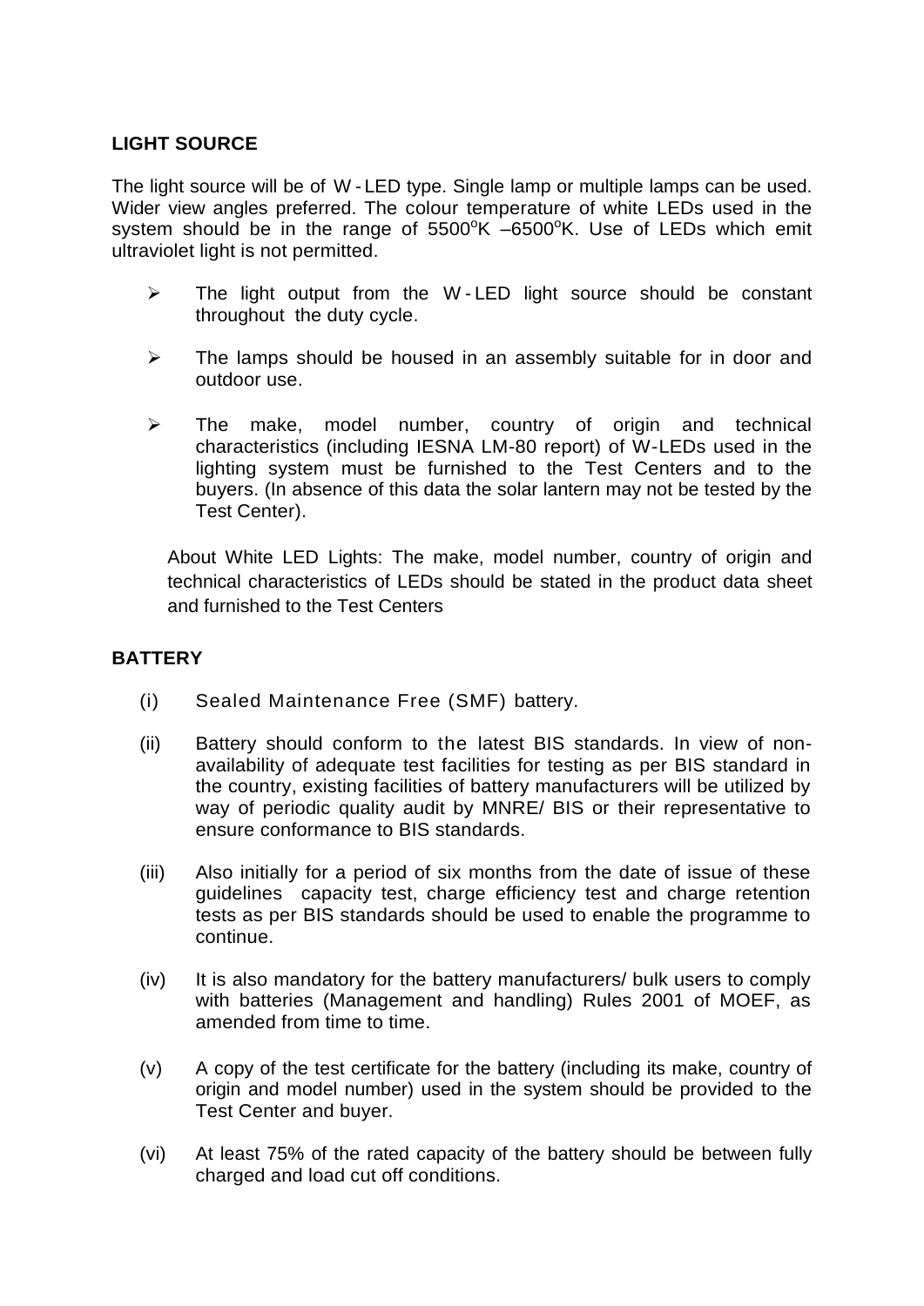## LIGHT SOURCE

The light source will be of W - LED type. Single lamp or multiple lamps can be used. Wider view angles preferred. The colour temperature of white LEDs used in the system should be in the range of 5500$^o$K –6500$^o$K. Use of LEDs which emit ultraviolet light is not permitted.

- The light output from the W - LED light source should be constant throughout the duty cycle.
- The lamps should be housed in an assembly suitable for in door and outdoor use.
- The make, model number, country of origin and technical characteristics (including IESNA LM-80 report) of W-LEDs used in the lighting system must be furnished to the Test Centers and to the buyers. (In absence of this data the solar lantern may not be tested by the Test Center).

About White LED Lights: The make, model number, country of origin and technical characteristics of LEDs should be stated in the product data sheet and furnished to the Test Centers

## BATTERY

(i) Sealed Maintenance Free (SMF) battery.

(ii) Battery should conform to the latest BIS standards. In view of non-availability of adequate test facilities for testing as per BIS standard in the country, existing facilities of battery manufacturers will be utilized by way of periodic quality audit by MNRE/ BIS or their representative to ensure conformance to BIS standards.

(iii) Also initially for a period of six months from the date of issue of these guidelines capacity test, charge efficiency test and charge retention tests as per BIS standards should be used to enable the programme to continue.

(iv) It is also mandatory for the battery manufacturers/ bulk users to comply with batteries (Management and handling) Rules 2001 of MOEF, as amended from time to time.

(v) A copy of the test certificate for the battery (including its make, country of origin and model number) used in the system should be provided to the Test Center and buyer.

(vi) At least 75% of the rated capacity of the battery should be between fully charged and load cut off conditions.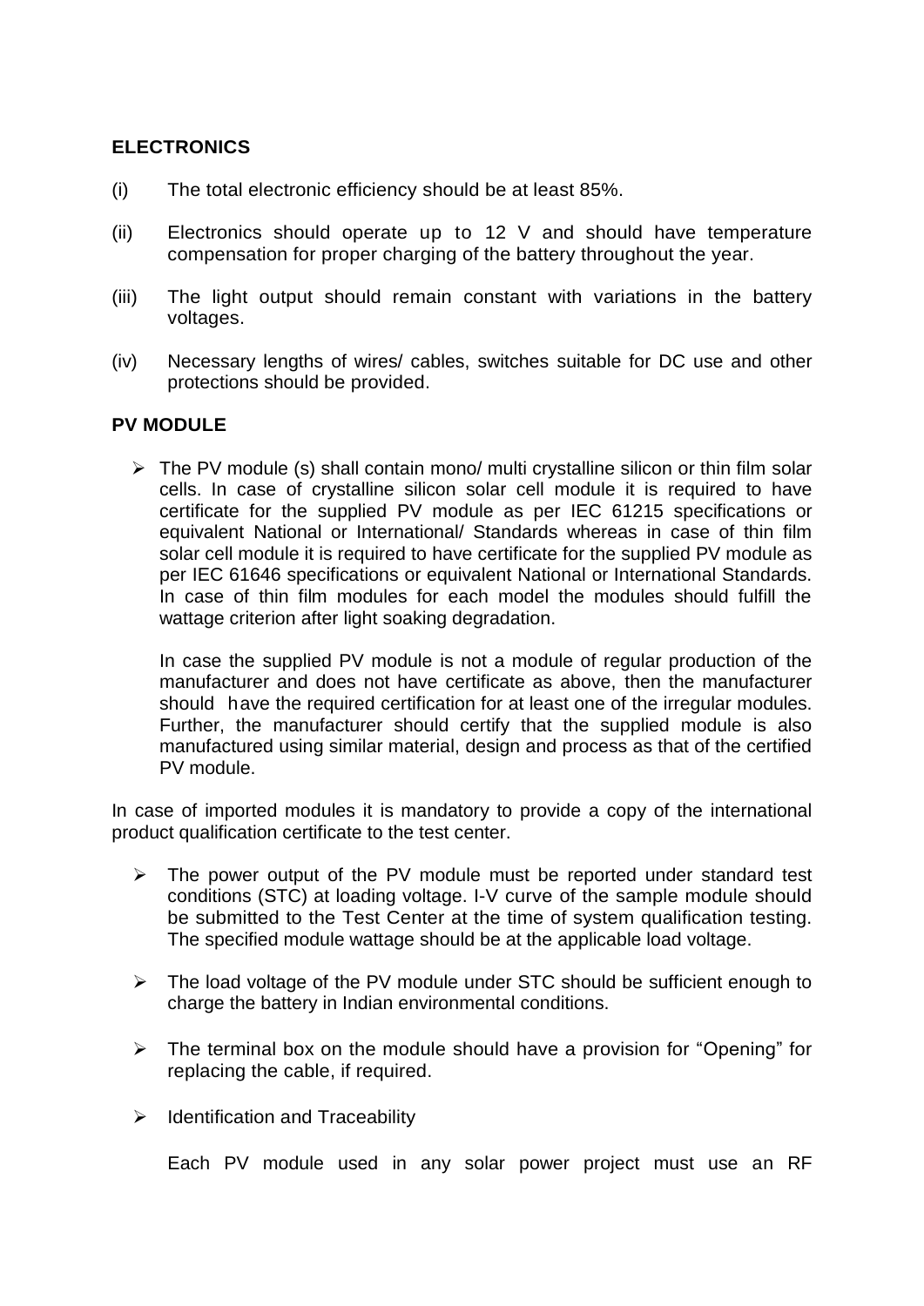## ELECTRONICS

(i) The total electronic efficiency should be at least 85%.

(ii) Electronics should operate up to 12 V and should have temperature compensation for proper charging of the battery throughout the year.

(iii) The light output should remain constant with variations in the battery voltages.

(iv) Necessary lengths of wires/ cables, switches suitable for DC use and other protections should be provided.

## PV MODULE

- The PV module (s) shall contain mono/ multi crystalline silicon or thin film solar cells. In case of crystalline silicon solar cell module it is required to have certificate for the supplied PV module as per IEC 61215 specifications or equivalent National or International/ Standards whereas in case of thin film solar cell module it is required to have certificate for the supplied PV module as per IEC 61646 specifications or equivalent National or International Standards. In case of thin film modules for each model the modules should fulfill the wattage criterion after light soaking degradation.

  In case the supplied PV module is not a module of regular production of the manufacturer and does not have certificate as above, then the manufacturer should have the required certification for at least one of the irregular modules. Further, the manufacturer should certify that the supplied module is also manufactured using similar material, design and process as that of the certified PV module.

In case of imported modules it is mandatory to provide a copy of the international product qualification certificate to the test center.

- The power output of the PV module must be reported under standard test conditions (STC) at loading voltage. I-V curve of the sample module should be submitted to the Test Center at the time of system qualification testing. The specified module wattage should be at the applicable load voltage.

- The load voltage of the PV module under STC should be sufficient enough to charge the battery in Indian environmental conditions.

- The terminal box on the module should have a provision for "Opening" for replacing the cable, if required.

- Identification and Traceability

  Each PV module used in any solar power project must use an RF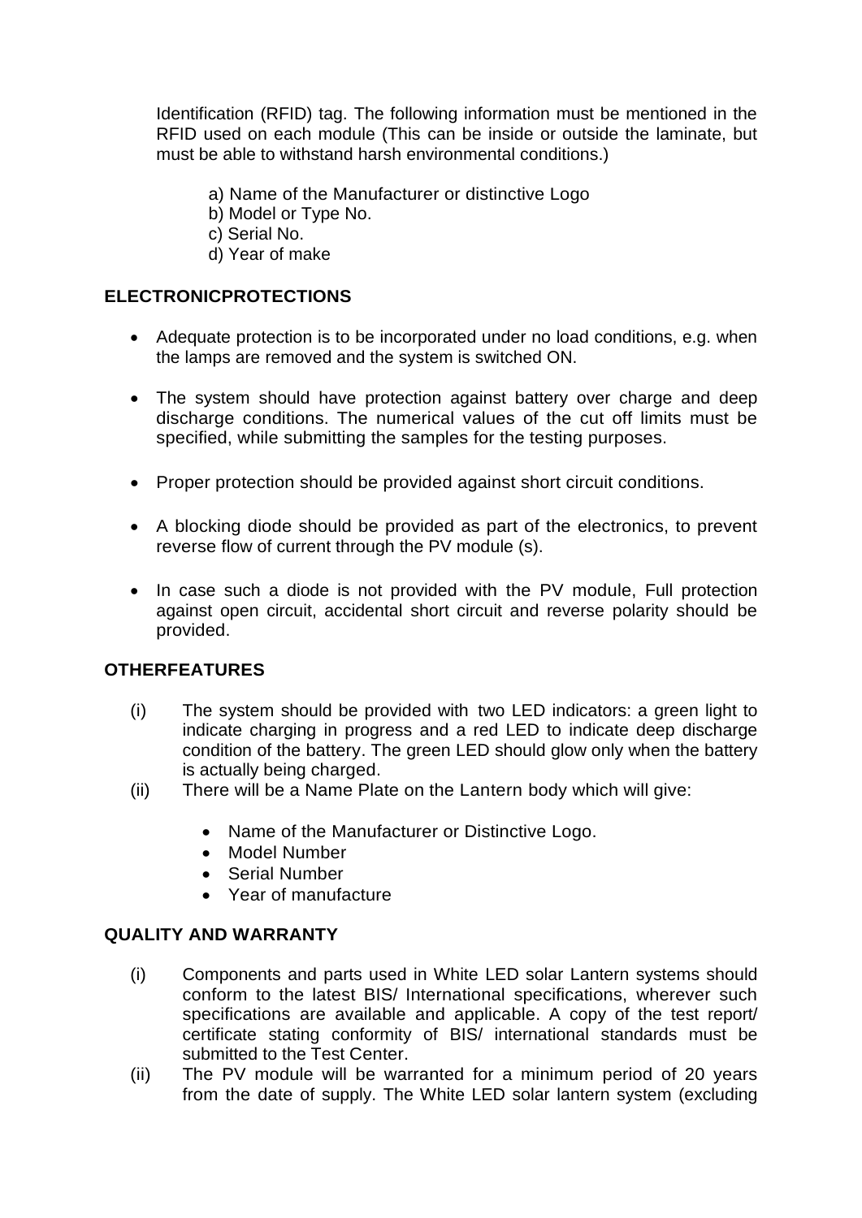Identification (RFID) tag. The following information must be mentioned in the RFID used on each module (This can be inside or outside the laminate, but must be able to withstand harsh environmental conditions.)

a) Name of the Manufacturer or distinctive Logo
b) Model or Type No.
c) Serial No.
d) Year of make

## ELECTRONICPROTECTIONS

- Adequate protection is to be incorporated under no load conditions, e.g. when the lamps are removed and the system is switched ON.
- The system should have protection against battery over charge and deep discharge conditions. The numerical values of the cut off limits must be specified, while submitting the samples for the testing purposes.
- Proper protection should be provided against short circuit conditions.
- A blocking diode should be provided as part of the electronics, to prevent reverse flow of current through the PV module (s).
- In case such a diode is not provided with the PV module, Full protection against open circuit, accidental short circuit and reverse polarity should be provided.

## OTHERFEATURES

(i) The system should be provided with two LED indicators: a green light to indicate charging in progress and a red LED to indicate deep discharge condition of the battery. The green LED should glow only when the battery is actually being charged.

(ii) There will be a Name Plate on the Lantern body which will give:

- Name of the Manufacturer or Distinctive Logo.
- Model Number
- Serial Number
- Year of manufacture

## QUALITY AND WARRANTY

(i) Components and parts used in White LED solar Lantern systems should conform to the latest BIS/ International specifications, wherever such specifications are available and applicable. A copy of the test report/ certificate stating conformity of BIS/ international standards must be submitted to the Test Center.

(ii) The PV module will be warranted for a minimum period of 20 years from the date of supply. The White LED solar lantern system (excluding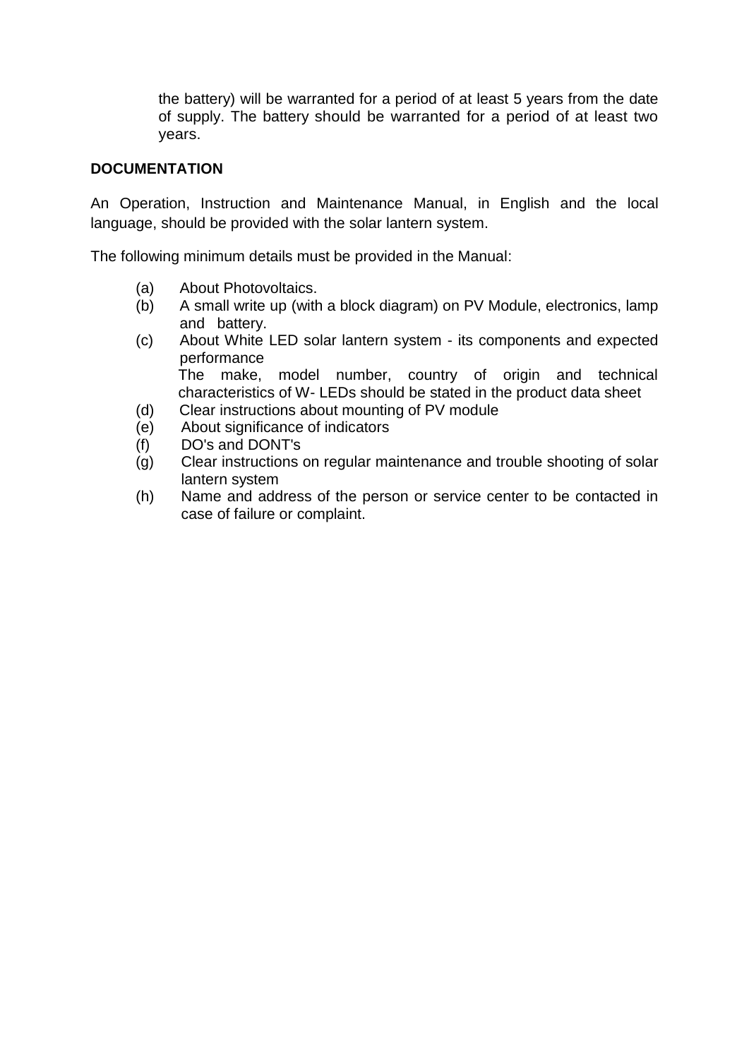the battery) will be warranted for a period of at least 5 years from the date of supply. The battery should be warranted for a period of at least two years.

**DOCUMENTATION**

An Operation, Instruction and Maintenance Manual, in English and the local language, should be provided with the solar lantern system.

The following minimum details must be provided in the Manual:

(a) About Photovoltaics.

(b) A small write up (with a block diagram) on PV Module, electronics, lamp and battery.

(c) About White LED solar lantern system - its components and expected performance
The make, model number, country of origin and technical characteristics of W- LEDs should be stated in the product data sheet

(d) Clear instructions about mounting of PV module

(e) About significance of indicators

(f) DO's and DONT's

(g) Clear instructions on regular maintenance and trouble shooting of solar lantern system

(h) Name and address of the person or service center to be contacted in case of failure or complaint.